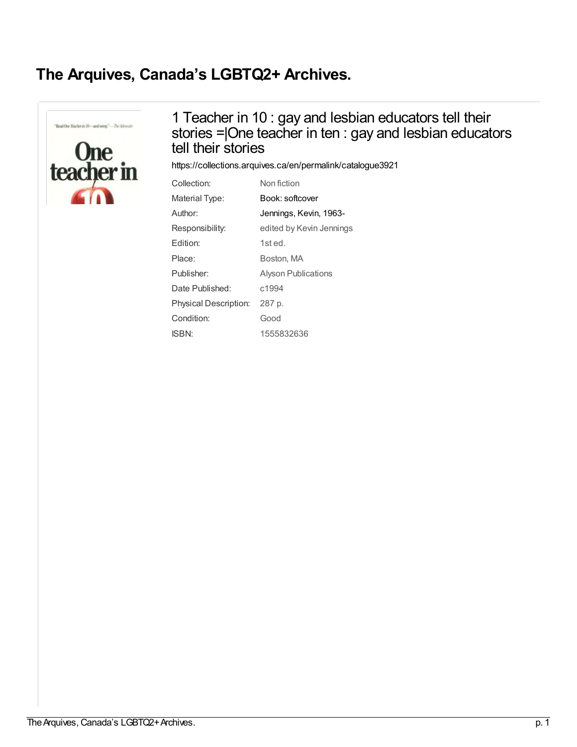# The Arquives, Canada's LGBTQ2+ Archives.

## 1 Teacher in 10 : gay and lesbian educators tell their stories =|One teacher in ten : gay and lesbian educators tell their stories

https://collections.arquives.ca/en/permalink/catalogue3921

| | |
|---|---|
| Collection: | Non fiction |
| Material Type: | Book: softcover |
| Author: | Jennings, Kevin, 1963- |
| Responsibility: | edited by Kevin Jennings |
| Edition: | 1st ed. |
| Place: | Boston, MA |
| Publisher: | Alyson Publications |
| Date Published: | c1994 |
| Physical Description: | 287 p. |
| Condition: | Good |
| ISBN: | 1555832636 |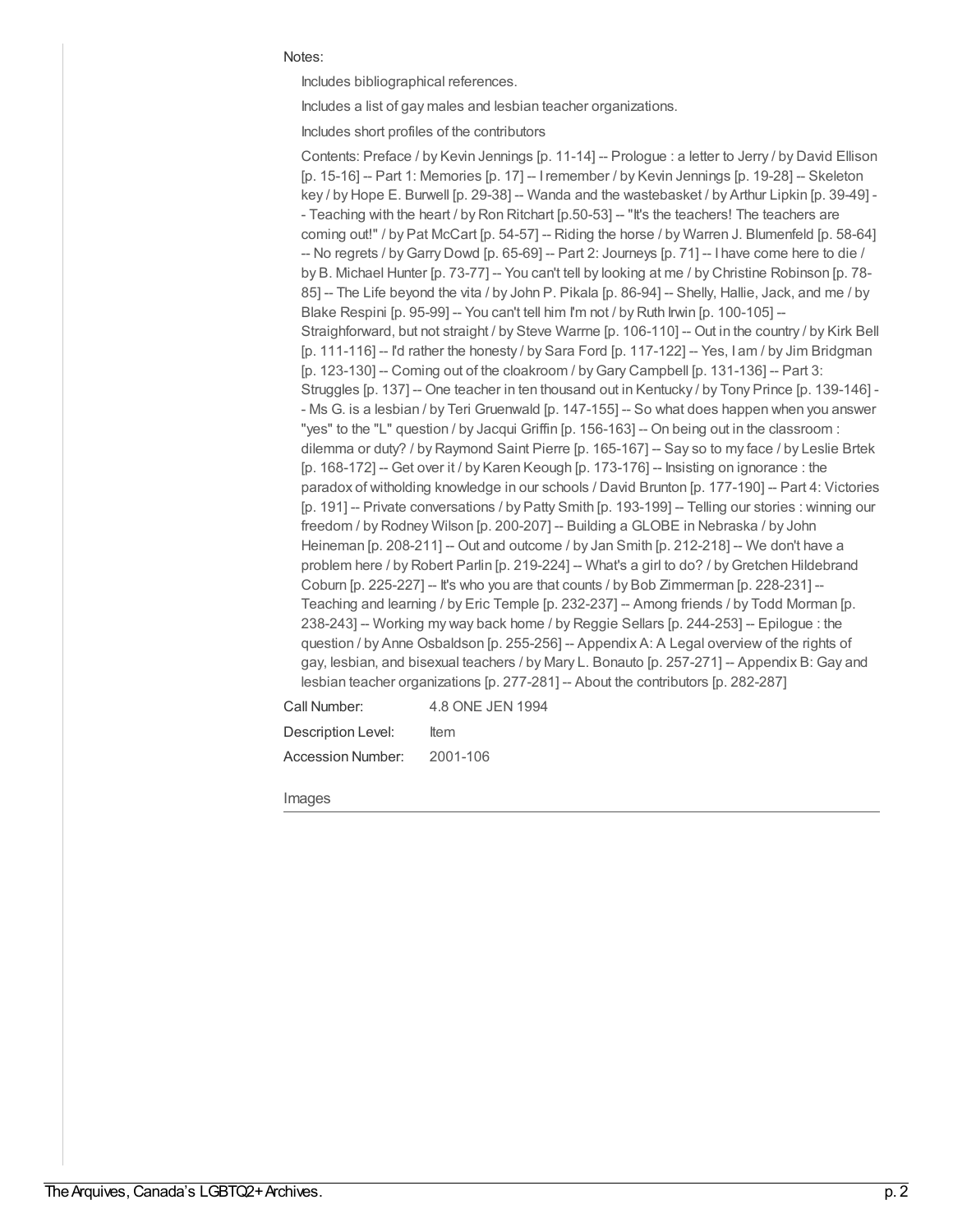Notes:

Includes bibliographical references.

Includes a list of gay males and lesbian teacher organizations.

Includes short profiles of the contributors

Contents: Preface / by Kevin Jennings [p. 11-14] -- Prologue : a letter to Jerry / by David Ellison [p. 15-16] -- Part 1: Memories [p. 17] -- I remember / by Kevin Jennings [p. 19-28] -- Skeleton key / by Hope E. Burwell [p. 29-38] -- Wanda and the wastebasket / by Arthur Lipkin [p. 39-49] -- Teaching with the heart / by Ron Ritchart [p.50-53] -- "It's the teachers! The teachers are coming out!" / by Pat McCart [p. 54-57] -- Riding the horse / by Warren J. Blumenfeld [p. 58-64] -- No regrets / by Garry Dowd [p. 65-69] -- Part 2: Journeys [p. 71] -- I have come here to die / by B. Michael Hunter [p. 73-77] -- You can't tell by looking at me / by Christine Robinson [p. 78-85] -- The Life beyond the vita / by John P. Pikala [p. 86-94] -- Shelly, Hallie, Jack, and me / by Blake Respini [p. 95-99] -- You can't tell him I'm not / by Ruth Irwin [p. 100-105] -- Straighforward, but not straight / by Steve Warrne [p. 106-110] -- Out in the country / by Kirk Bell [p. 111-116] -- I'd rather the honesty / by Sara Ford [p. 117-122] -- Yes, I am / by Jim Bridgman [p. 123-130] -- Coming out of the cloakroom / by Gary Campbell [p. 131-136] -- Part 3: Struggles [p. 137] -- One teacher in ten thousand out in Kentucky / by Tony Prince [p. 139-146] -- Ms G. is a lesbian / by Teri Gruenwald [p. 147-155] -- So what does happen when you answer "yes" to the "L" question / by Jacqui Griffin [p. 156-163] -- On being out in the classroom : dilemma or duty? / by Raymond Saint Pierre [p. 165-167] -- Say so to my face / by Leslie Brtek [p. 168-172] -- Get over it / by Karen Keough [p. 173-176] -- Insisting on ignorance : the paradox of witholding knowledge in our schools / David Brunton [p. 177-190] -- Part 4: Victories [p. 191] -- Private conversations / by Patty Smith [p. 193-199] -- Telling our stories : winning our freedom / by Rodney Wilson [p. 200-207] -- Building a GLOBE in Nebraska / by John Heineman [p. 208-211] -- Out and outcome / by Jan Smith [p. 212-218] -- We don't have a problem here / by Robert Parlin [p. 219-224] -- What's a girl to do? / by Gretchen Hildebrand Coburn [p. 225-227] -- It's who you are that counts / by Bob Zimmerman [p. 228-231] -- Teaching and learning / by Eric Temple [p. 232-237] -- Among friends / by Todd Morman [p. 238-243] -- Working my way back home / by Reggie Sellars [p. 244-253] -- Epilogue : the question / by Anne Osbaldson [p. 255-256] -- Appendix A: A Legal overview of the rights of gay, lesbian, and bisexual teachers / by Mary L. Bonauto [p. 257-271] -- Appendix B: Gay and lesbian teacher organizations [p. 277-281] -- About the contributors [p. 282-287]

Call Number: 4.8 ONE JEN 1994

Description Level: Item

Accession Number: 2001-106

Images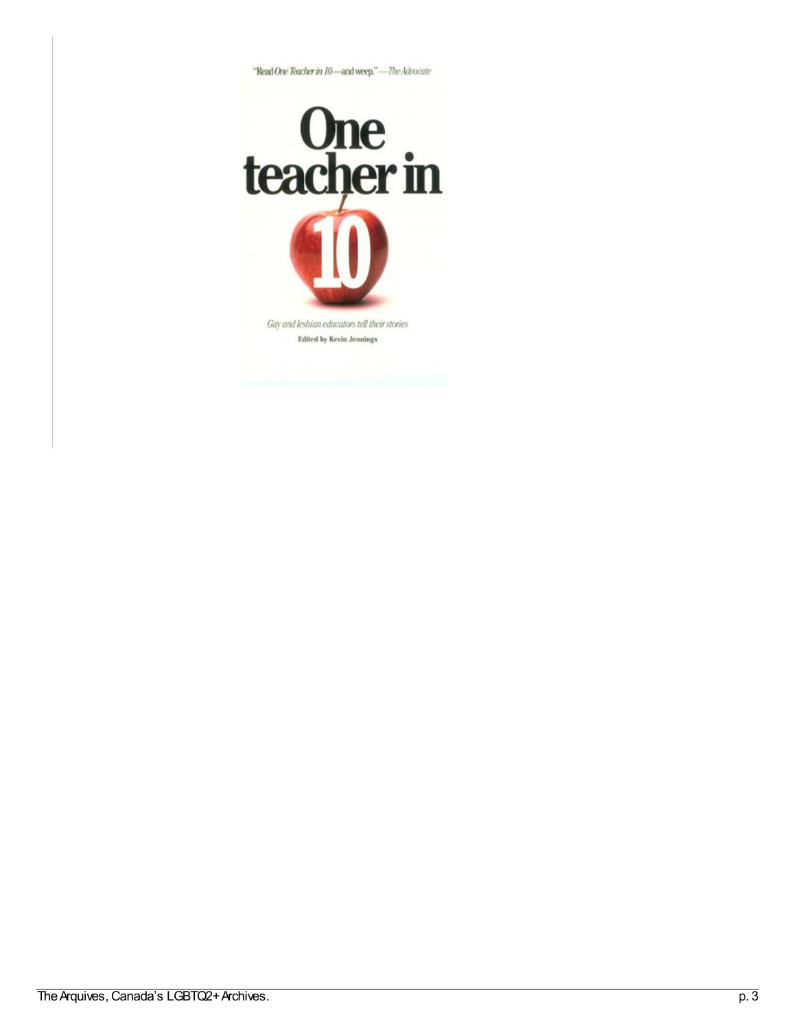"Read *One Teacher in 10*—and weep." —*The Advocate*

# One teacher in 10

*Gay and lesbian educators tell their stories*

**Edited by Kevin Jennings**